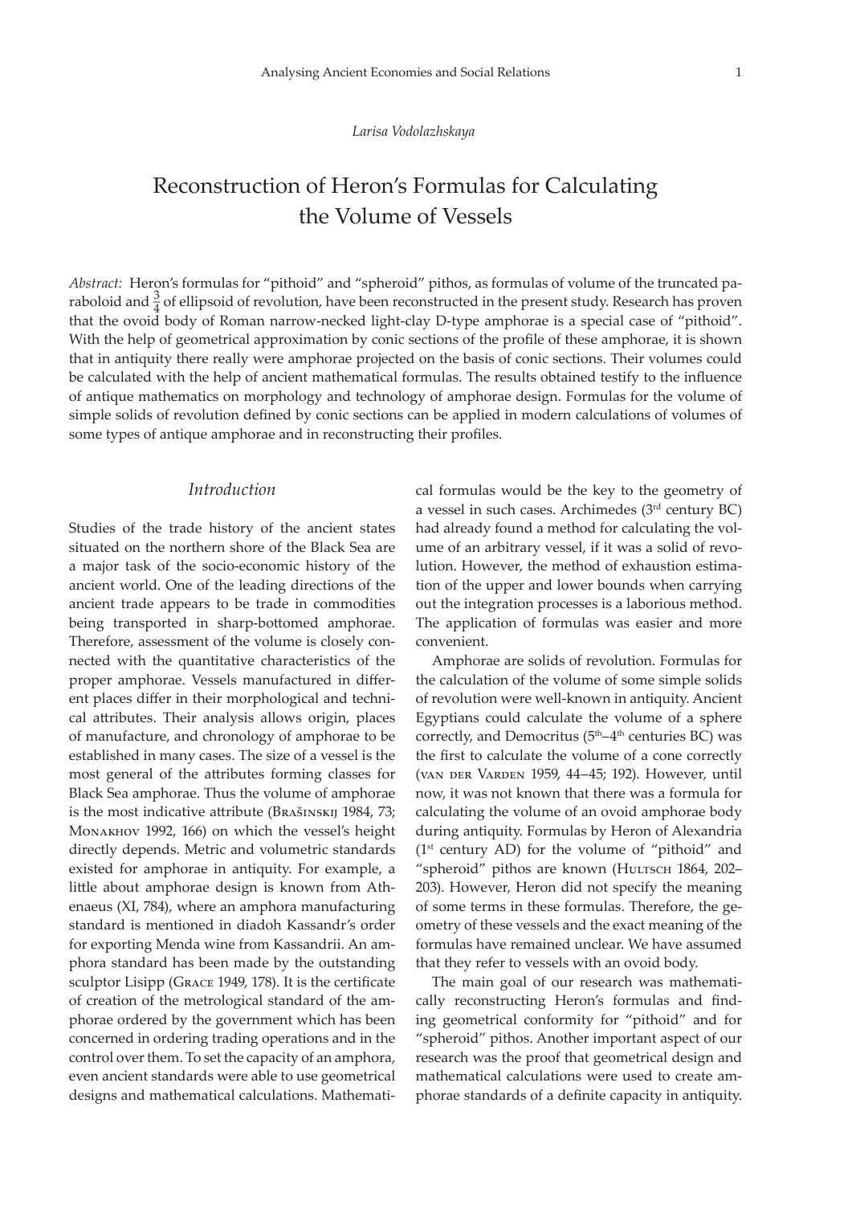*Larisa Vodolazhskaya*

# Reconstruction of Heron's Formulas for Calculating the Volume of Vessels

*Abstract:* Heron's formulas for "pithoid" and "spheroid" pithos, as formulas of volume of the truncated paraboloid and $\frac{3}{4}$ of ellipsoid of revolution, have been reconstructed in the present study. Research has proven that the ovoid body of Roman narrow-necked light-clay D-type amphorae is a special case of "pithoid". With the help of geometrical approximation by conic sections of the profile of these amphorae, it is shown that in antiquity there really were amphorae projected on the basis of conic sections. Their volumes could be calculated with the help of ancient mathematical formulas. The results obtained testify to the influence of antique mathematics on morphology and technology of amphorae design. Formulas for the volume of simple solids of revolution defined by conic sections can be applied in modern calculations of volumes of some types of antique amphorae and in reconstructing their profiles.

## *Introduction*

Studies of the trade history of the ancient states situated on the northern shore of the Black Sea are a major task of the socio-economic history of the ancient world. One of the leading directions of the ancient trade appears to be trade in commodities being transported in sharp-bottomed amphorae. Therefore, assessment of the volume is closely connected with the quantitative characteristics of the proper amphorae. Vessels manufactured in different places differ in their morphological and technical attributes. Their analysis allows origin, places of manufacture, and chronology of amphorae to be established in many cases. The size of a vessel is the most general of the attributes forming classes for Black Sea amphorae. Thus the volume of amphorae is the most indicative attribute (Brašinskij 1984, 73; Monakhov 1992, 166) on which the vessel's height directly depends. Metric and volumetric standards existed for amphorae in antiquity. For example, a little about amphorae design is known from Athenaeus (XI, 784), where an amphora manufacturing standard is mentioned in diadoh Kassandr's order for exporting Menda wine from Kassandrii. An amphora standard has been made by the outstanding sculptor Lisipp (Grace 1949, 178). It is the certificate of creation of the metrological standard of the amphorae ordered by the government which has been concerned in ordering trading operations and in the control over them. To set the capacity of an amphora, even ancient standards were able to use geometrical designs and mathematical calculations. Mathematical formulas would be the key to the geometry of a vessel in such cases. Archimedes (3rd century BC) had already found a method for calculating the volume of an arbitrary vessel, if it was a solid of revolution. However, the method of exhaustion estimation of the upper and lower bounds when carrying out the integration processes is a laborious method. The application of formulas was easier and more convenient.

Amphorae are solids of revolution. Formulas for the calculation of the volume of some simple solids of revolution were well-known in antiquity. Ancient Egyptians could calculate the volume of a sphere correctly, and Democritus (5th–4th centuries BC) was the first to calculate the volume of a cone correctly (van der Varden 1959, 44–45; 192). However, until now, it was not known that there was a formula for calculating the volume of an ovoid amphorae body during antiquity. Formulas by Heron of Alexandria (1st century AD) for the volume of "pithoid" and "spheroid" pithos are known (Hultsch 1864, 202–203). However, Heron did not specify the meaning of some terms in these formulas. Therefore, the geometry of these vessels and the exact meaning of the formulas have remained unclear. We have assumed that they refer to vessels with an ovoid body.

The main goal of our research was mathematically reconstructing Heron's formulas and finding geometrical conformity for "pithoid" and for "spheroid" pithos. Another important aspect of our research was the proof that geometrical design and mathematical calculations were used to create amphorae standards of a definite capacity in antiquity.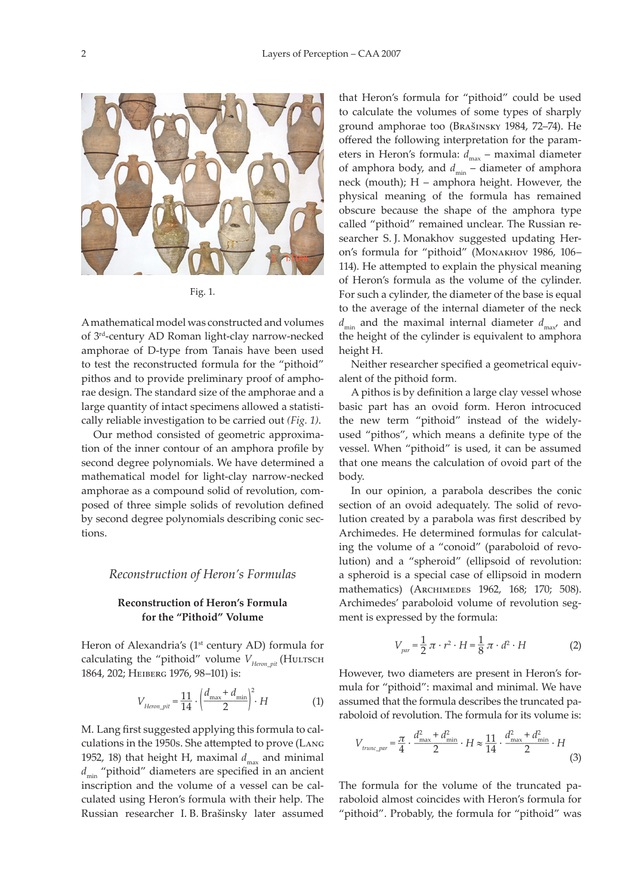Fig. 1.

A mathematical model was constructed and volumes of 3rd-century AD Roman light-clay narrow-necked amphorae of D-type from Tanais have been used to test the reconstructed formula for the "pithoid" pithos and to provide preliminary proof of amphorae design. The standard size of the amphorae and a large quantity of intact specimens allowed a statistically reliable investigation to be carried out *(Fig. 1)*.

Our method consisted of geometric approximation of the inner contour of an amphora profile by second degree polynomials. We have determined a mathematical model for light-clay narrow-necked amphorae as a compound solid of revolution, composed of three simple solids of revolution defined by second degree polynomials describing conic sections.

## *Reconstruction of Heron's Formulas*

### Reconstruction of Heron's Formula for the "Pithoid" Volume

Heron of Alexandria's (1st century AD) formula for calculating the "pithoid" volume $V_{Heron\_pit}$ (Hultsch 1864, 202; Heiberg 1976, 98–101) is:

$$V_{Heron\_pit} = \frac{11}{14} \cdot \left( \frac{d_{max} + d_{min}}{2} \right)^2 \cdot H \qquad (1)$$

M. Lang first suggested applying this formula to calculations in the 1950s. She attempted to prove (Lang 1952, 18) that height H, maximal $d_{max}$ and minimal $d_{min}$ "pithoid" diameters are specified in an ancient inscription and the volume of a vessel can be calculated using Heron's formula with their help. The Russian researcher I. B. Brašinsky later assumed that Heron's formula for "pithoid" could be used to calculate the volumes of some types of sharply ground amphorae too (Brašinsky 1984, 72–74). He offered the following interpretation for the parameters in Heron's formula: $d_{max}$ – maximal diameter of amphora body, and $d_{min}$ – diameter of amphora neck (mouth); H – amphora height. However, the physical meaning of the formula has remained obscure because the shape of the amphora type called "pithoid" remained unclear. The Russian researcher S. J. Monakhov suggested updating Heron's formula for "pithoid" (Monakhov 1986, 106–114). He attempted to explain the physical meaning of Heron's formula as the volume of the cylinder. For such a cylinder, the diameter of the base is equal to the average of the internal diameter of the neck $d_{min}$ and the maximal internal diameter $d_{max}$, and the height of the cylinder is equivalent to amphora height H.

Neither researcher specified a geometrical equivalent of the pithoid form.

A pithos is by definition a large clay vessel whose basic part has an ovoid form. Heron introcuced the new term "pithoid" instead of the widely-used "pithos", which means a definite type of the vessel. When "pithoid" is used, it can be assumed that one means the calculation of ovoid part of the body.

In our opinion, a parabola describes the conic section of an ovoid adequately. The solid of revolution created by a parabola was first described by Archimedes. He determined formulas for calculating the volume of a "conoid" (paraboloid of revolution) and a "spheroid" (ellipsoid of revolution: a spheroid is a special case of ellipsoid in modern mathematics) (Archimedes 1962, 168; 170; 508). Archimedes' paraboloid volume of revolution segment is expressed by the formula:

$$V_{par} = \frac{1}{2} \pi \cdot r^2 \cdot H = \frac{1}{8} \pi \cdot d^2 \cdot H \qquad (2)$$

However, two diameters are present in Heron's formula for "pithoid": maximal and minimal. We have assumed that the formula describes the truncated paraboloid of revolution. The formula for its volume is:

$$V_{trunc\_par} = \frac{\pi}{4} \cdot \frac{d_{max}^2 + d_{min}^2}{2} \cdot H \approx \frac{11}{14} \cdot \frac{d_{max}^2 + d_{min}^2}{2} \cdot H \qquad (3)$$

The formula for the volume of the truncated paraboloid almost coincides with Heron's formula for "pithoid". Probably, the formula for "pithoid" was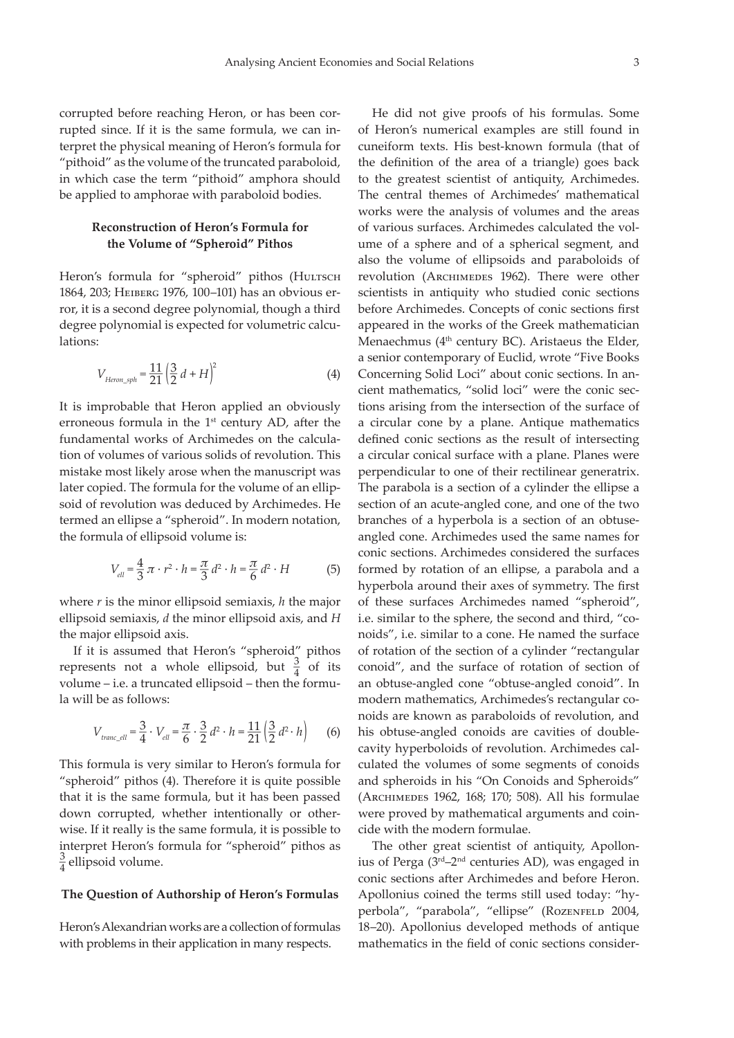corrupted before reaching Heron, or has been corrupted since. If it is the same formula, we can interpret the physical meaning of Heron's formula for "pithoid" as the volume of the truncated paraboloid, in which case the term "pithoid" amphora should be applied to amphorae with paraboloid bodies.

### Reconstruction of Heron's Formula for the Volume of "Spheroid" Pithos

Heron's formula for "spheroid" pithos (Hultsch 1864, 203; Heiberg 1976, 100–101) has an obvious error, it is a second degree polynomial, though a third degree polynomial is expected for volumetric calculations:

$$V_{Heron\_sph} = \frac{11}{21}\left(\frac{3}{2}\,d + H\right)^2 \qquad (4)$$

It is improbable that Heron applied an obviously erroneous formula in the 1st century AD, after the fundamental works of Archimedes on the calculation of volumes of various solids of revolution. This mistake most likely arose when the manuscript was later copied. The formula for the volume of an ellipsoid of revolution was deduced by Archimedes. He termed an ellipse a "spheroid". In modern notation, the formula of ellipsoid volume is:

$$V_{ell} = \frac{4}{3}\,\pi \cdot r^2 \cdot h = \frac{\pi}{3}\,d^2 \cdot h = \frac{\pi}{6}\,d^2 \cdot H \qquad (5)$$

where $r$ is the minor ellipsoid semiaxis, $h$ the major ellipsoid semiaxis, $d$ the minor ellipsoid axis, and $H$ the major ellipsoid axis.

If it is assumed that Heron's "spheroid" pithos represents not a whole ellipsoid, but $\frac{3}{4}$ of its volume – i.e. a truncated ellipsoid – then the formula will be as follows:

$$V_{tranc\_ell} = \frac{3}{4} \cdot V_{ell} = \frac{\pi}{6} \cdot \frac{3}{2}\,d^2 \cdot h = \frac{11}{21}\left(\frac{3}{2}\,d^2 \cdot h\right) \qquad (6)$$

This formula is very similar to Heron's formula for "spheroid" pithos (4). Therefore it is quite possible that it is the same formula, but it has been passed down corrupted, whether intentionally or otherwise. If it really is the same formula, it is possible to interpret Heron's formula for "spheroid" pithos as $\frac{3}{4}$ ellipsoid volume.

### The Question of Authorship of Heron's Formulas

Heron's Alexandrian works are a collection of formulas with problems in their application in many respects.

He did not give proofs of his formulas. Some of Heron's numerical examples are still found in cuneiform texts. His best-known formula (that of the definition of the area of a triangle) goes back to the greatest scientist of antiquity, Archimedes. The central themes of Archimedes' mathematical works were the analysis of volumes and the areas of various surfaces. Archimedes calculated the volume of a sphere and of a spherical segment, and also the volume of ellipsoids and paraboloids of revolution (Archimedes 1962). There were other scientists in antiquity who studied conic sections before Archimedes. Concepts of conic sections first appeared in the works of the Greek mathematician Menaechmus (4th century BC). Aristaeus the Elder, a senior contemporary of Euclid, wrote "Five Books Concerning Solid Loci" about conic sections. In ancient mathematics, "solid loci" were the conic sections arising from the intersection of the surface of a circular cone by a plane. Antique mathematics defined conic sections as the result of intersecting a circular conical surface with a plane. Planes were perpendicular to one of their rectilinear generatrix. The parabola is a section of a cylinder the ellipse a section of an acute-angled cone, and one of the two branches of a hyperbola is a section of an obtuse-angled cone. Archimedes used the same names for conic sections. Archimedes considered the surfaces formed by rotation of an ellipse, a parabola and a hyperbola around their axes of symmetry. The first of these surfaces Archimedes named "spheroid", i.e. similar to the sphere, the second and third, "conoids", i.e. similar to a cone. He named the surface of rotation of the section of a cylinder "rectangular conoid", and the surface of rotation of section of an obtuse-angled cone "obtuse-angled conoid". In modern mathematics, Archimedes's rectangular conoids are known as paraboloids of revolution, and his obtuse-angled conoids are cavities of double-cavity hyperboloids of revolution. Archimedes calculated the volumes of some segments of conoids and spheroids in his "On Conoids and Spheroids" (Archimedes 1962, 168; 170; 508). All his formulae were proved by mathematical arguments and coincide with the modern formulae.

The other great scientist of antiquity, Apollonius of Perga (3rd–2nd centuries AD), was engaged in conic sections after Archimedes and before Heron. Apollonius coined the terms still used today: "hyperbola", "parabola", "ellipse" (Rozenfeld 2004, 18–20). Apollonius developed methods of antique mathematics in the field of conic sections consider-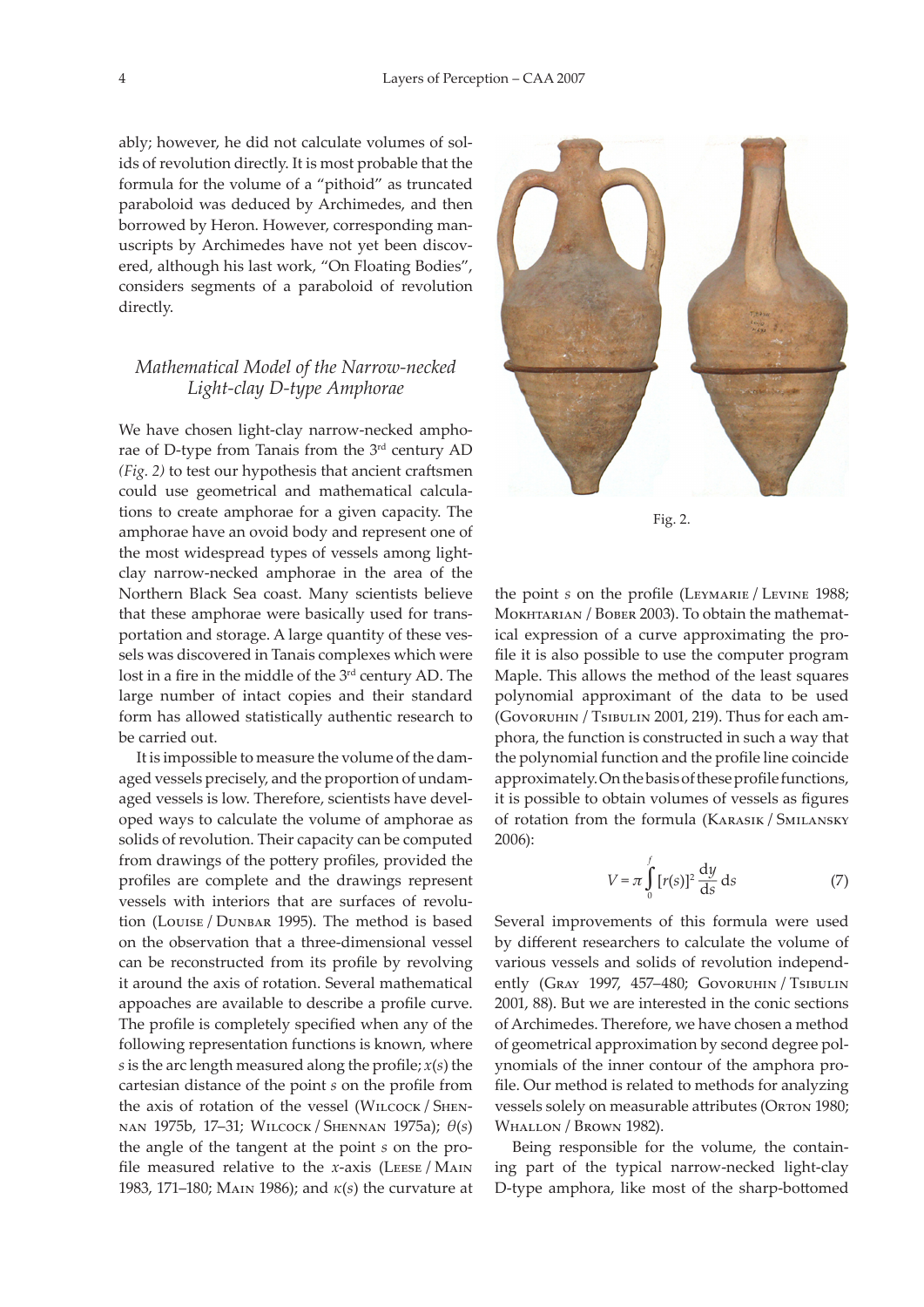ably; however, he did not calculate volumes of solids of revolution directly. It is most probable that the formula for the volume of a "pithoid" as truncated paraboloid was deduced by Archimedes, and then borrowed by Heron. However, corresponding manuscripts by Archimedes have not yet been discovered, although his last work, "On Floating Bodies", considers segments of a paraboloid of revolution directly.

## *Mathematical Model of the Narrow-necked Light-clay D-type Amphorae*

We have chosen light-clay narrow-necked amphorae of D-type from Tanais from the 3rd century AD *(Fig. 2)* to test our hypothesis that ancient craftsmen could use geometrical and mathematical calculations to create amphorae for a given capacity. The amphorae have an ovoid body and represent one of the most widespread types of vessels among light-clay narrow-necked amphorae in the area of the Northern Black Sea coast. Many scientists believe that these amphorae were basically used for transportation and storage. A large quantity of these vessels was discovered in Tanais complexes which were lost in a fire in the middle of the 3rd century AD. The large number of intact copies and their standard form has allowed statistically authentic research to be carried out.

It is impossible to measure the volume of the damaged vessels precisely, and the proportion of undamaged vessels is low. Therefore, scientists have developed ways to calculate the volume of amphorae as solids of revolution. Their capacity can be computed from drawings of the pottery profiles, provided the profiles are complete and the drawings represent vessels with interiors that are surfaces of revolution (Louise / Dunbar 1995). The method is based on the observation that a three-dimensional vessel can be reconstructed from its profile by revolving it around the axis of rotation. Several mathematical appoaches are available to describe a profile curve. The profile is completely specified when any of the following representation functions is known, where $s$ is the arc length measured along the profile; $x(s)$ the cartesian distance of the point $s$ on the profile from the axis of rotation of the vessel (Wilcock / Shennan 1975b, 17–31; Wilcock / Shennan 1975a); $\theta(s)$ the angle of the tangent at the point $s$ on the profile measured relative to the $x$-axis (Leese / Main 1983, 171–180; Main 1986); and $\kappa(s)$ the curvature at the point $s$ on the profile (Leymarie / Levine 1988; Mokhtarian / Bober 2003). To obtain the mathematical expression of a curve approximating the profile it is also possible to use the computer program Maple. This allows the method of the least squares polynomial approximant of the data to be used (Govoruhin / Tsibulin 2001, 219). Thus for each amphora, the function is constructed in such a way that the polynomial function and the profile line coincide approximately. On the basis of these profile functions, it is possible to obtain volumes of vessels as figures of rotation from the formula (Karasik / Smilansky 2006):

$$V = \pi \int_0^f [r(s)]^2 \frac{\mathrm{d}y}{\mathrm{d}s}\, \mathrm{d}s \qquad (7)$$

Several improvements of this formula were used by different researchers to calculate the volume of various vessels and solids of revolution independently (Gray 1997, 457–480; Govoruhin / Tsibulin 2001, 88). But we are interested in the conic sections of Archimedes. Therefore, we have chosen a method of geometrical approximation by second degree polynomials of the inner contour of the amphora profile. Our method is related to methods for analyzing vessels solely on measurable attributes (Orton 1980; Whallon / Brown 1982).

Being responsible for the volume, the containing part of the typical narrow-necked light-clay D-type amphora, like most of the sharp-bottomed

Fig. 2.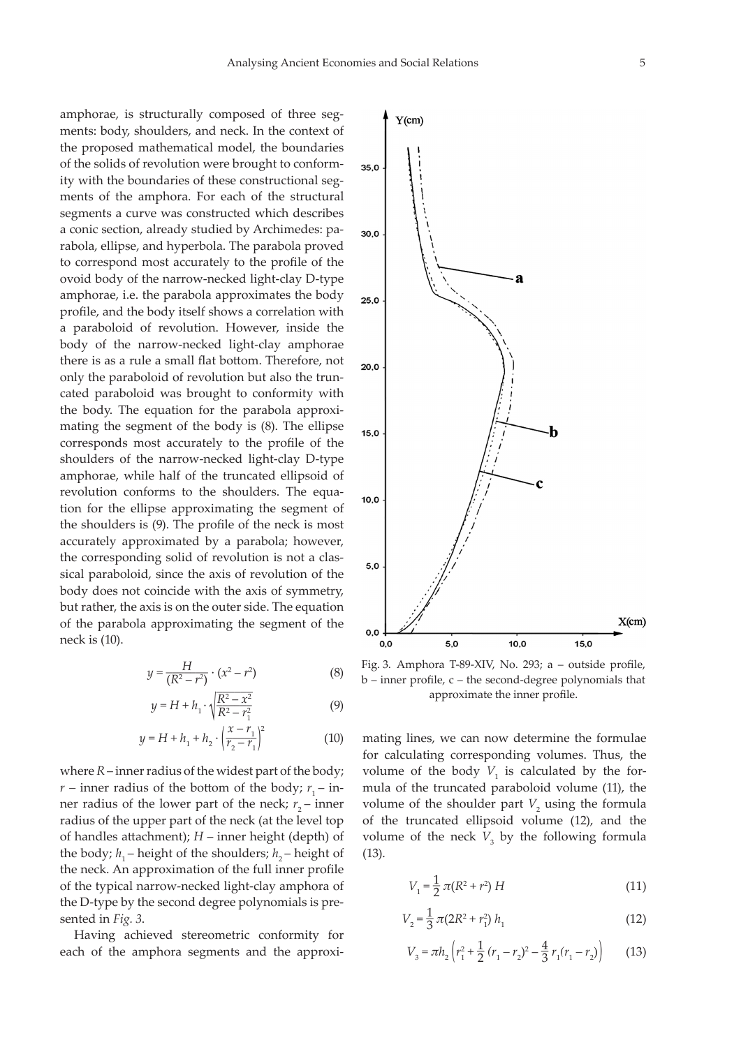amphorae, is structurally composed of three segments: body, shoulders, and neck. In the context of the proposed mathematical model, the boundaries of the solids of revolution were brought to conformity with the boundaries of these constructional segments of the amphora. For each of the structural segments a curve was constructed which describes a conic section, already studied by Archimedes: parabola, ellipse, and hyperbola. The parabola proved to correspond most accurately to the profile of the ovoid body of the narrow-necked light-clay D-type amphorae, i.e. the parabola approximates the body profile, and the body itself shows a correlation with a paraboloid of revolution. However, inside the body of the narrow-necked light-clay amphorae there is as a rule a small flat bottom. Therefore, not only the paraboloid of revolution but also the truncated paraboloid was brought to conformity with the body. The equation for the parabola approximating the segment of the body is (8). The ellipse corresponds most accurately to the profile of the shoulders of the narrow-necked light-clay D-type amphorae, while half of the truncated ellipsoid of revolution conforms to the shoulders. The equation for the ellipse approximating the segment of the shoulders is (9). The profile of the neck is most accurately approximated by a parabola; however, the corresponding solid of revolution is not a classical paraboloid, since the axis of revolution of the body does not coincide with the axis of symmetry, but rather, the axis is on the outer side. The equation of the parabola approximating the segment of the neck is (10).

$$y = \frac{H}{(R^2 - r^2)} \cdot (x^2 - r^2) \tag{8}$$

$$y = H + h_1 \cdot \sqrt{\frac{R^2 - x^2}{R^2 - r_1^2}} \tag{9}$$

$$y = H + h_1 + h_2 \cdot \left(\frac{x - r_1}{r_2 - r_1}\right)^2 \tag{10}$$

where $R$ – inner radius of the widest part of the body; $r$ – inner radius of the bottom of the body; $r_1$ – inner radius of the lower part of the neck; $r_2$ – inner radius of the upper part of the neck (at the level top of handles attachment); $H$ – inner height (depth) of the body; $h_1$ – height of the shoulders; $h_2$ – height of the neck. An approximation of the full inner profile of the typical narrow-necked light-clay amphora of the D-type by the second degree polynomials is presented in *Fig. 3*.

Fig. 3. Amphora T-89-XIV, No. 293; a – outside profile, b – inner profile, c – the second-degree polynomials that approximate the inner profile.

Having achieved stereometric conformity for each of the amphora segments and the approximating lines, we can now determine the formulae for calculating corresponding volumes. Thus, the volume of the body $V_1$ is calculated by the formula of the truncated paraboloid volume (11), the volume of the shoulder part $V_2$ using the formula of the truncated ellipsoid volume (12), and the volume of the neck $V_3$ by the following formula (13).

$$V_1 = \frac{1}{2}\pi(R^2 + r^2)\,H \tag{11}$$

$$V_2 = \frac{1}{3}\pi(2R^2 + r_1^2)\,h_1 \tag{12}$$

$$V_3 = \pi h_2 \left(r_1^2 + \frac{1}{2}(r_1 - r_2)^2 - \frac{4}{3}r_1(r_1 - r_2)\right) \tag{13}$$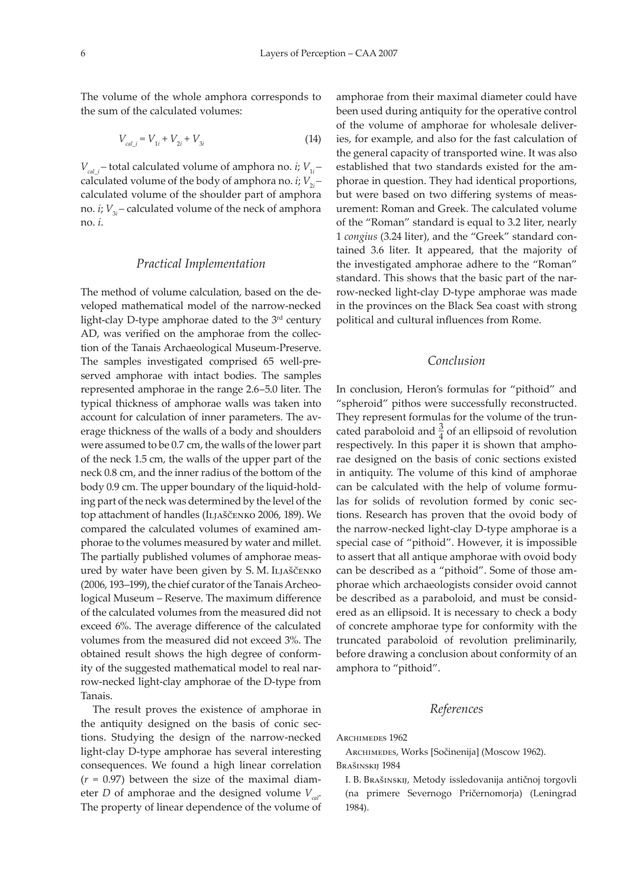The volume of the whole amphora corresponds to the sum of the calculated volumes:

$$V_{cal\_i} = V_{1i} + V_{2i} + V_{3i} \tag{14}$$

$V_{cal\_i}$ – total calculated volume of amphora no. *i*; $V_{1i}$ – calculated volume of the body of amphora no. *i*; $V_{2i}$ – calculated volume of the shoulder part of amphora no. *i*; $V_{3i}$ – calculated volume of the neck of amphora no. *i*.

## *Practical Implementation*

The method of volume calculation, based on the developed mathematical model of the narrow-necked light-clay D-type amphorae dated to the 3rd century AD, was verified on the amphorae from the collection of the Tanais Archaeological Museum-Preserve. The samples investigated comprised 65 well-preserved amphorae with intact bodies. The samples represented amphorae in the range 2.6–5.0 liter. The typical thickness of amphorae walls was taken into account for calculation of inner parameters. The average thickness of the walls of a body and shoulders were assumed to be 0.7 cm, the walls of the lower part of the neck 1.5 cm, the walls of the upper part of the neck 0.8 cm, and the inner radius of the bottom of the body 0.9 cm. The upper boundary of the liquid-holding part of the neck was determined by the level of the top attachment of handles (Ljaščenko 2006, 189). We compared the calculated volumes of examined amphorae to the volumes measured by water and millet. The partially published volumes of amphorae measured by water have been given by S. M. Ljaščenko (2006, 193–199), the chief curator of the Tanais Archeological Museum – Reserve. The maximum difference of the calculated volumes from the measured did not exceed 6%. The average difference of the calculated volumes from the measured did not exceed 3%. The obtained result shows the high degree of conformity of the suggested mathematical model to real narrow-necked light-clay amphorae of the D-type from Tanais.

The result proves the existence of amphorae in the antiquity designed on the basis of conic sections. Studying the design of the narrow-necked light-clay D-type amphorae has several interesting consequences. We found a high linear correlation ($r$ = 0.97) between the size of the maximal diameter $D$ of amphorae and the designed volume $V_{cal}$. The property of linear dependence of the volume of amphorae from their maximal diameter could have been used during antiquity for the operative control of the volume of amphorae for wholesale deliveries, for example, and also for the fast calculation of the general capacity of transported wine. It was also established that two standards existed for the amphorae in question. They had identical proportions, but were based on two differing systems of measurement: Roman and Greek. The calculated volume of the "Roman" standard is equal to 3.2 liter, nearly 1 *congius* (3.24 liter), and the "Greek" standard contained 3.6 liter. It appeared, that the majority of the investigated amphorae adhere to the "Roman" standard. This shows that the basic part of the narrow-necked light-clay D-type amphorae was made in the provinces on the Black Sea coast with strong political and cultural influences from Rome.

## *Conclusion*

In conclusion, Heron's formulas for "pithoid" and "spheroid" pithos were successfully reconstructed. They represent formulas for the volume of the truncated paraboloid and $\frac{3}{4}$ of an ellipsoid of revolution respectively. In this paper it is shown that amphorae designed on the basis of conic sections existed in antiquity. The volume of this kind of amphorae can be calculated with the help of volume formulas for solids of revolution formed by conic sections. Research has proven that the ovoid body of the narrow-necked light-clay D-type amphorae is a special case of "pithoid". However, it is impossible to assert that all antique amphorae with ovoid body can be described as a "pithoid". Some of those amphorae which archaeologists consider ovoid cannot be described as a paraboloid, and must be considered as an ellipsoid. It is necessary to check a body of concrete amphorae type for conformity with the truncated paraboloid of revolution preliminarily, before drawing a conclusion about conformity of an amphora to "pithoid".

## *References*

Archimedes 1962

Archimedes, Works [Sočinenija] (Moscow 1962).

Brašinskij 1984

I. B. Brašinskij, Metody issledovanija antičnoj torgovli (na primere Severnogo Pričernomorja) (Leningrad 1984).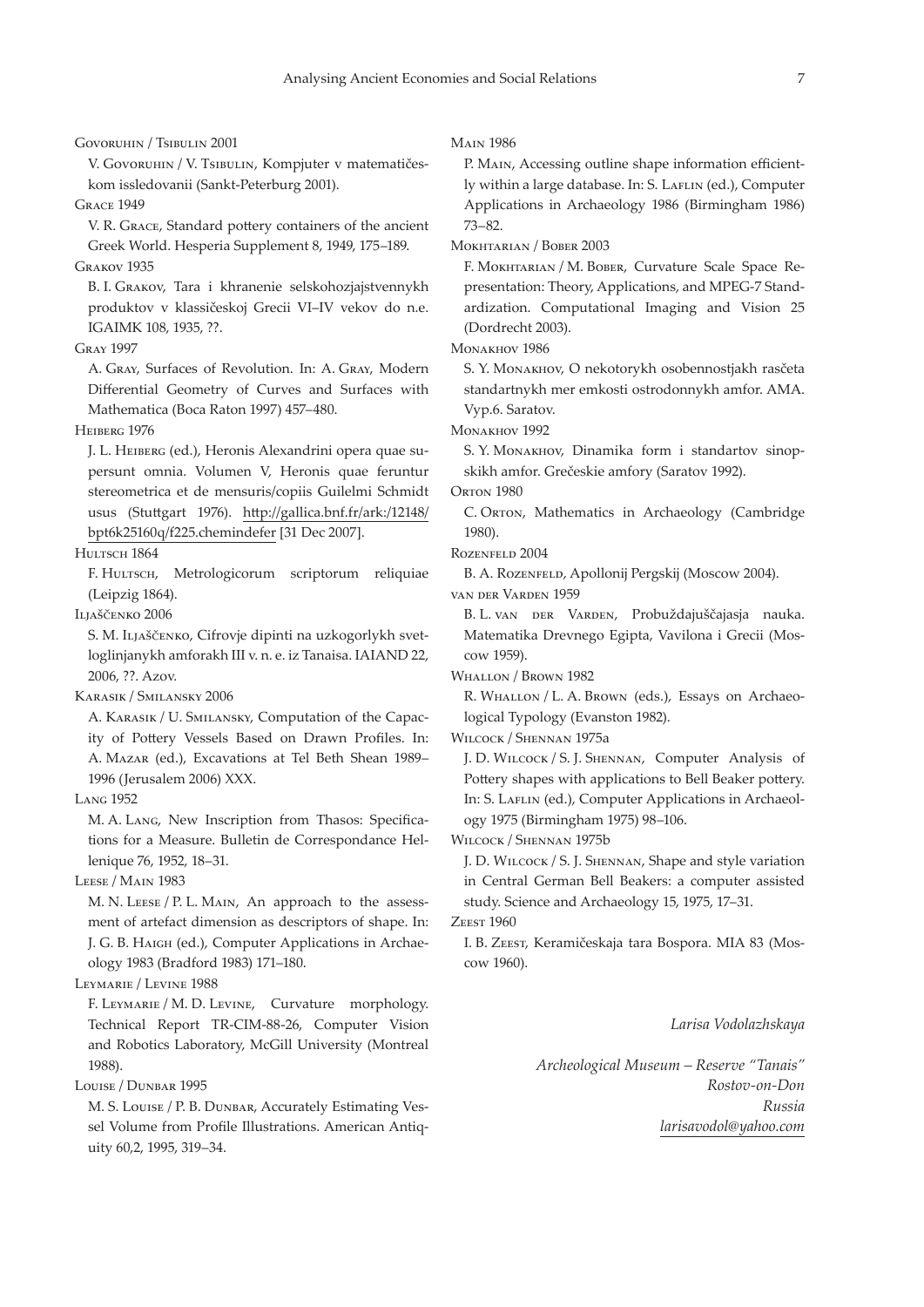Govoruhin / Tsibulin 2001

V. Govoruhin / V. Tsibulin, Kompjuter v matematičeskom issledovanii (Sankt-Peterburg 2001).

Grace 1949

V. R. Grace, Standard pottery containers of the ancient Greek World. Hesperia Supplement 8, 1949, 175–189.

Grakov 1935

B. I. Grakov, Tara i khranenie selskohozjajstvennykh produktov v klassičeskoj Grecii VI–IV vekov do n.e. IGAIMK 108, 1935, ??.

Gray 1997

A. Gray, Surfaces of Revolution. In: A. Gray, Modern Differential Geometry of Curves and Surfaces with Mathematica (Boca Raton 1997) 457–480.

Heiberg 1976

J. L. Heiberg (ed.), Heronis Alexandrini opera quae supersunt omnia. Volumen V, Heronis quae feruntur stereometrica et de mensuris/copiis Guilelmi Schmidt usus (Stuttgart 1976). http://gallica.bnf.fr/ark:/12148/bpt6k25160q/f225.chemindefer [31 Dec 2007].

Hultsch 1864

F. Hultsch, Metrologicorum scriptorum reliquiae (Leipzig 1864).

Iljaščenko 2006

S. M. Iljaščenko, Cifrovje dipinti na uzkogorlykh svetloglinjanykh amforakh III v. n. e. iz Tanaisa. IAIAND 22, 2006, ??. Azov.

Karasik / Smilansky 2006

A. Karasik / U. Smilansky, Computation of the Capacity of Pottery Vessels Based on Drawn Profiles. In: A. Mazar (ed.), Excavations at Tel Beth Shean 1989–1996 (Jerusalem 2006) XXX.

Lang 1952

M. A. Lang, New Inscription from Thasos: Specifications for a Measure. Bulletin de Correspondance Hellenique 76, 1952, 18–31.

Leese / Main 1983

M. N. Leese / P. L. Main, An approach to the assessment of artefact dimension as descriptors of shape. In: J. G. B. Haigh (ed.), Computer Applications in Archaeology 1983 (Bradford 1983) 171–180.

Leymarie / Levine 1988

F. Leymarie / M. D. Levine, Curvature morphology. Technical Report TR-CIM-88-26, Computer Vision and Robotics Laboratory, McGill University (Montreal 1988).

Louise / Dunbar 1995

M. S. Louise / P. B. Dunbar, Accurately Estimating Vessel Volume from Profile Illustrations. American Antiquity 60,2, 1995, 319–34.

Main 1986

P. Main, Accessing outline shape information efficiently within a large database. In: S. Laflin (ed.), Computer Applications in Archaeology 1986 (Birmingham 1986) 73–82.

Mokhtarian / Bober 2003

F. Mokhtarian / M. Bober, Curvature Scale Space Representation: Theory, Applications, and MPEG-7 Standardization. Computational Imaging and Vision 25 (Dordrecht 2003).

Monakhov 1986

S. Y. Monakhov, O nekotorykh osobennostjakh rasčeta standartnykh mer emkosti ostrodonnykh amfor. AMA. Vyp.6. Saratov.

Monakhov 1992

S. Y. Monakhov, Dinamika form i standartov sinopskikh amfor. Grečeskie amfory (Saratov 1992).

Orton 1980

C. Orton, Mathematics in Archaeology (Cambridge 1980).

Rozenfeld 2004

B. A. Rozenfeld, Apollonij Pergskij (Moscow 2004).

van der Varden 1959

B. L. van der Varden, Probuždajuščajasja nauka. Matematika Drevnego Egipta, Vavilona i Grecii (Moscow 1959).

Whallon / Brown 1982

R. Whallon / L. A. Brown (eds.), Essays on Archaeological Typology (Evanston 1982).

Wilcock / Shennan 1975a

J. D. Wilcock / S. J. Shennan, Computer Analysis of Pottery shapes with applications to Bell Beaker pottery. In: S. Laflin (ed.), Computer Applications in Archaeology 1975 (Birmingham 1975) 98–106.

Wilcock / Shennan 1975b

J. D. Wilcock / S. J. Shennan, Shape and style variation in Central German Bell Beakers: a computer assisted study. Science and Archaeology 15, 1975, 17–31.

Zeest 1960

I. B. Zeest, Keramičeskaja tara Bospora. MIA 83 (Moscow 1960).

*Larisa Vodolazhskaya*

*Archeological Museum – Reserve "Tanais"*
*Rostov-on-Don*
*Russia*
*larisavodol@yahoo.com*